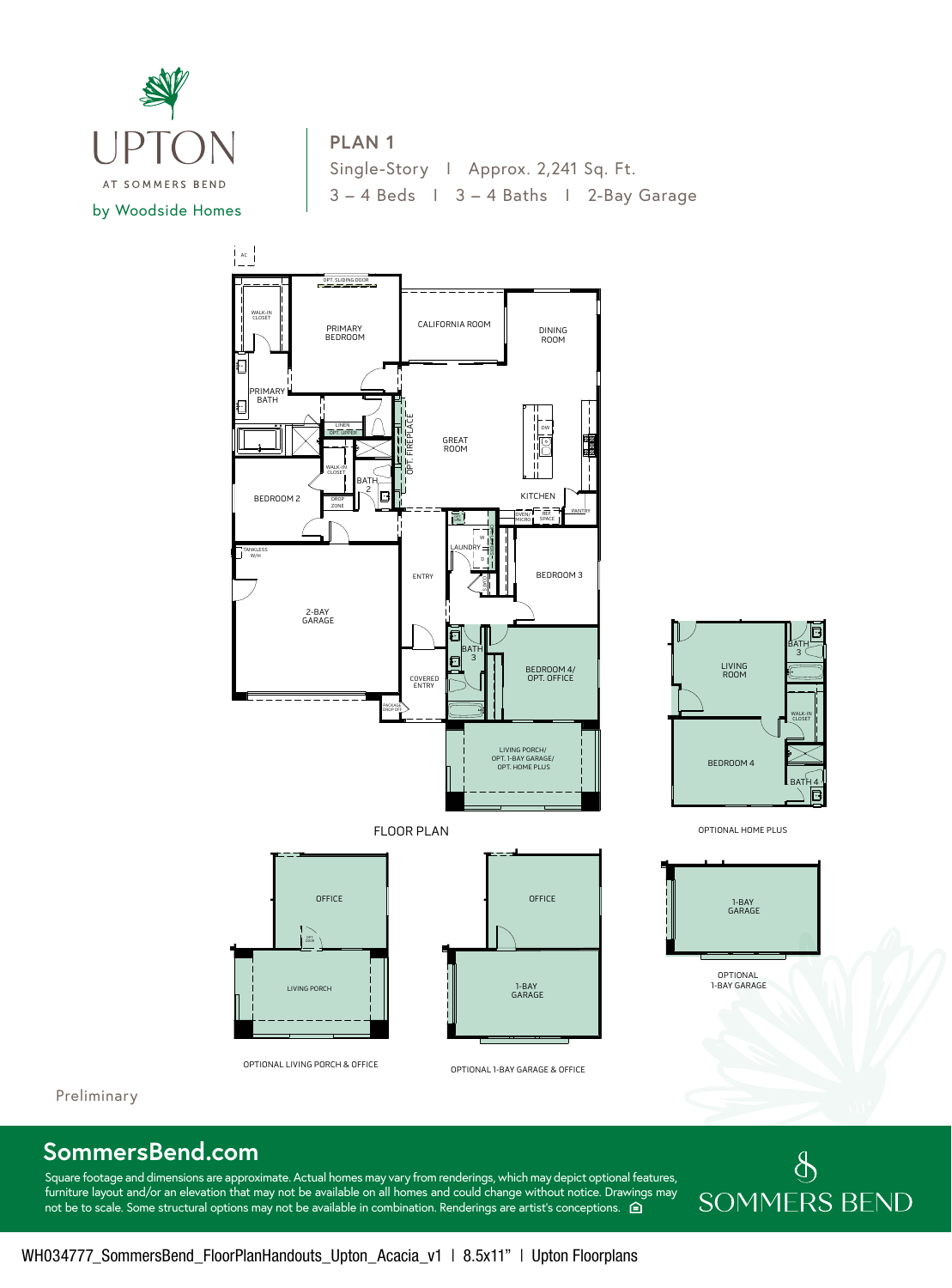# UPTON

AT SOMMERS BEND

by Woodside Homes

## PLAN 1

Single-Story | Approx. 2,241 Sq. Ft.

3 – 4 Beds | 3 – 4 Baths | 2-Bay Garage

AC

OPT. SLIDING DOOR

WALK-IN CLOSET

PRIMARY BEDROOM

CALIFORNIA ROOM

DINING ROOM

PRIMARY BATH

LINEN

OPT. UPPER

OPT. FIREPLACE

GREAT ROOM

DW

WALK-IN CLOSET

BATH 2

BEDROOM 2

DROP ZONE

KITCHEN

OVEN/MICRO

REF. SPACE

PANTRY

TANKLESS W/H

LAUNDRY

ENTRY

BEDROOM 3

2-BAY GARAGE

BATH 3

BEDROOM 4/ OPT. OFFICE

COVERED ENTRY

PACKAGE DROP OFF

LIVING PORCH/ OPT. 1-BAY GARAGE/ OPT. HOME PLUS

FLOOR PLAN

LIVING ROOM

BATH 3

WALK-IN CLOSET

BEDROOM 4

BATH 4

OPTIONAL HOME PLUS

OFFICE

LIVING PORCH

OPTIONAL LIVING PORCH & OFFICE

OFFICE

1-BAY GARAGE

OPTIONAL 1-BAY GARAGE & OFFICE

1-BAY GARAGE

OPTIONAL 1-BAY GARAGE

Preliminary

## SommersBend.com

Square footage and dimensions are approximate. Actual homes may vary from renderings, which may depict optional features, furniture layout and/or an elevation that may not be available on all homes and could change without notice. Drawings may not be to scale. Some structural options may not be available in combination. Renderings are artist's conceptions.

SOMMERS BEND

WH034777_SommersBend_FloorPlanHandouts_Upton_Acacia_v1 | 8.5x11" | Upton Floorplans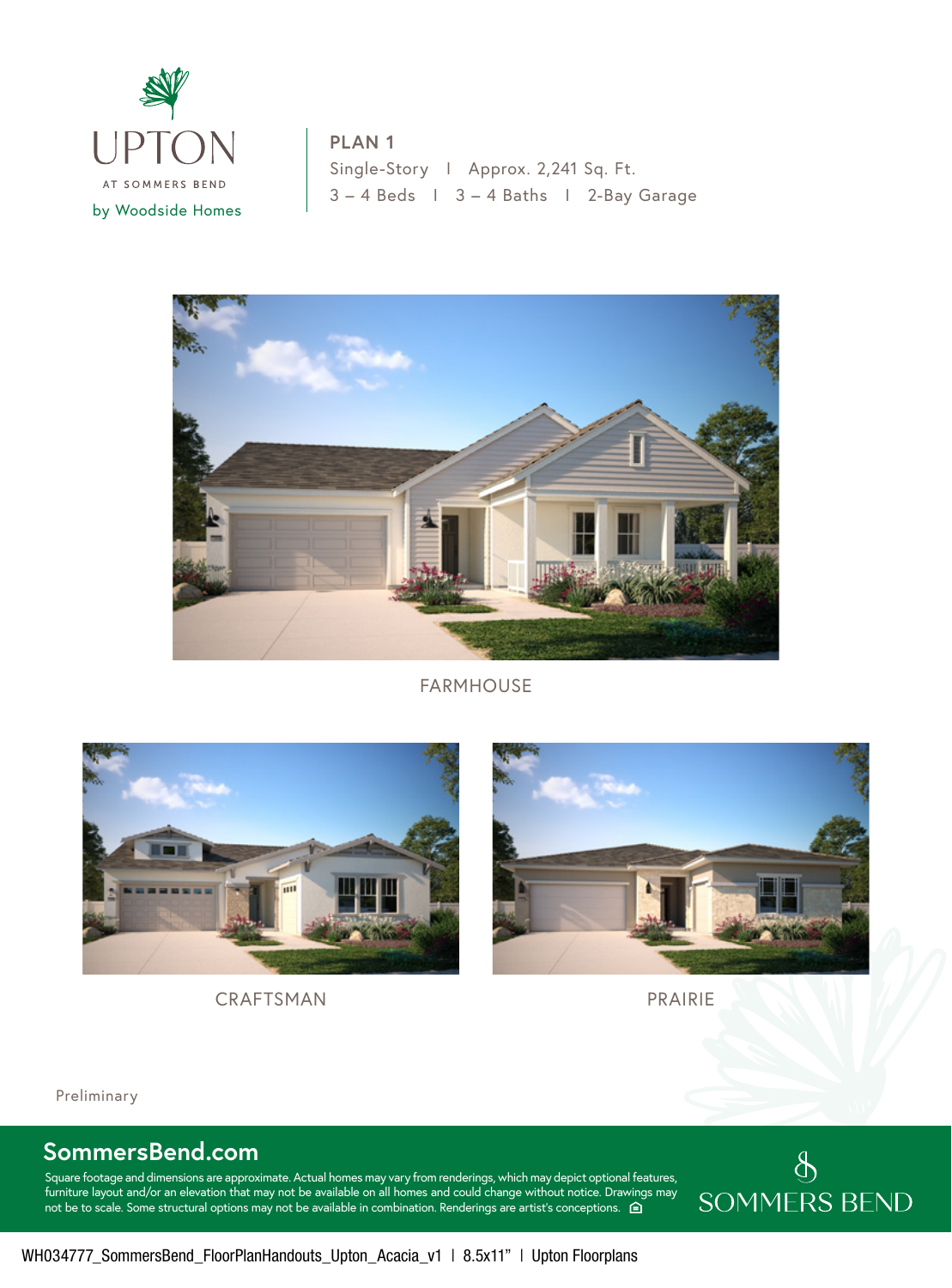UPTON

AT SOMMERS BEND

by Woodside Homes

**PLAN 1**

Single-Story | Approx. 2,241 Sq. Ft.

3 – 4 Beds | 3 – 4 Baths | 2-Bay Garage

FARMHOUSE

CRAFTSMAN

PRAIRIE

Preliminary

**SommersBend.com**

Square footage and dimensions are approximate. Actual homes may vary from renderings, which may depict optional features, furniture layout and/or an elevation that may not be available on all homes and could change without notice. Drawings may not be to scale. Some structural options may not be available in combination. Renderings are artist's conceptions.

SOMMERS BEND

WH034777_SommersBend_FloorPlanHandouts_Upton_Acacia_v1 | 8.5x11" | Upton Floorplans